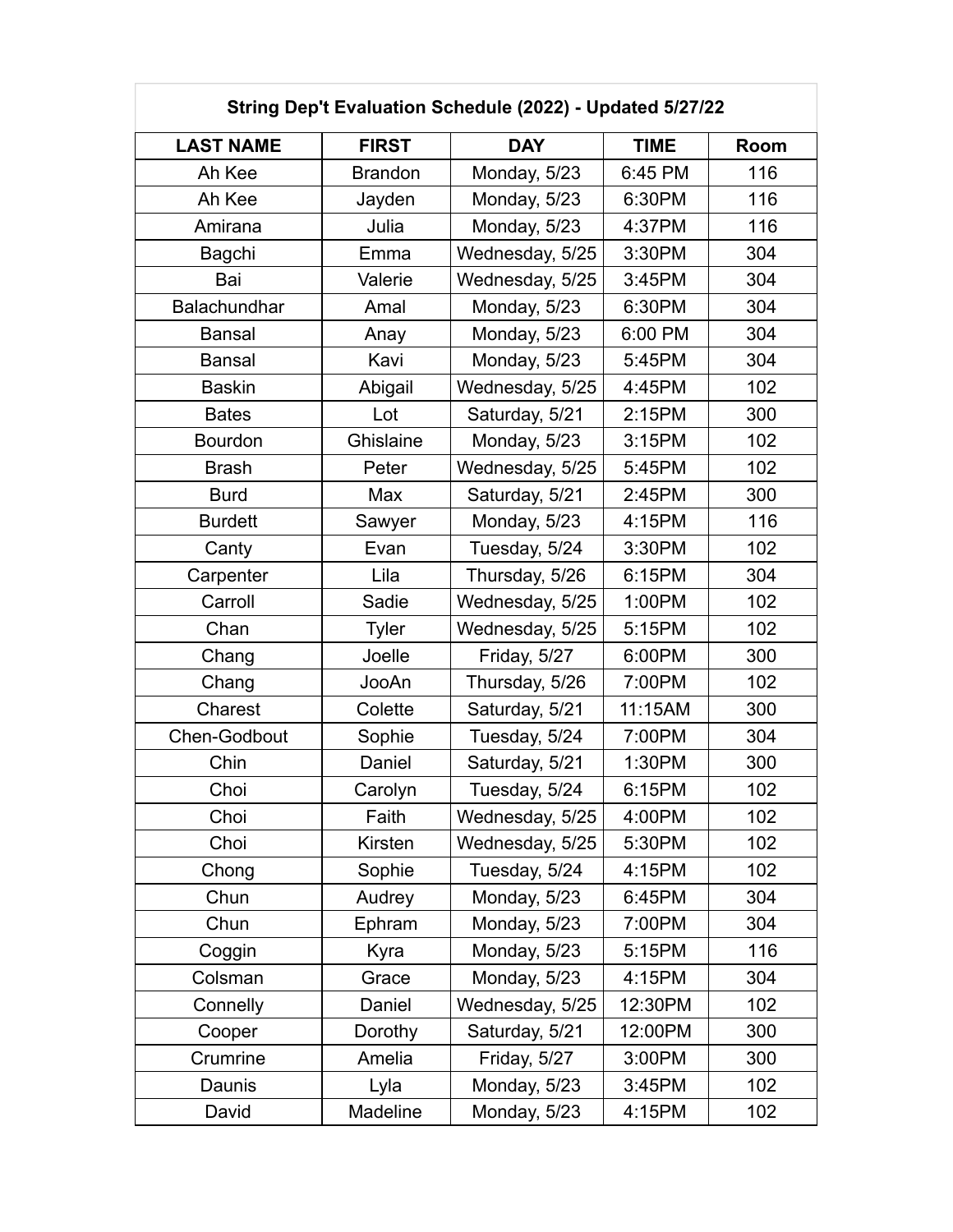| String Dep't Evaluation Schedule (2022) - Updated 5/27/22 | | | | |
|---|---|---|---|---|
| **LAST NAME** | **FIRST** | **DAY** | **TIME** | **Room** |
| Ah Kee | Brandon | Monday, 5/23 | 6:45 PM | 116 |
| Ah Kee | Jayden | Monday, 5/23 | 6:30PM | 116 |
| Amirana | Julia | Monday, 5/23 | 4:37PM | 116 |
| Bagchi | Emma | Wednesday, 5/25 | 3:30PM | 304 |
| Bai | Valerie | Wednesday, 5/25 | 3:45PM | 304 |
| Balachundhar | Amal | Monday, 5/23 | 6:30PM | 304 |
| Bansal | Anay | Monday, 5/23 | 6:00 PM | 304 |
| Bansal | Kavi | Monday, 5/23 | 5:45PM | 304 |
| Baskin | Abigail | Wednesday, 5/25 | 4:45PM | 102 |
| Bates | Lot | Saturday, 5/21 | 2:15PM | 300 |
| Bourdon | Ghislaine | Monday, 5/23 | 3:15PM | 102 |
| Brash | Peter | Wednesday, 5/25 | 5:45PM | 102 |
| Burd | Max | Saturday, 5/21 | 2:45PM | 300 |
| Burdett | Sawyer | Monday, 5/23 | 4:15PM | 116 |
| Canty | Evan | Tuesday, 5/24 | 3:30PM | 102 |
| Carpenter | Lila | Thursday, 5/26 | 6:15PM | 304 |
| Carroll | Sadie | Wednesday, 5/25 | 1:00PM | 102 |
| Chan | Tyler | Wednesday, 5/25 | 5:15PM | 102 |
| Chang | Joelle | Friday, 5/27 | 6:00PM | 300 |
| Chang | JooAn | Thursday, 5/26 | 7:00PM | 102 |
| Charest | Colette | Saturday, 5/21 | 11:15AM | 300 |
| Chen-Godbout | Sophie | Tuesday, 5/24 | 7:00PM | 304 |
| Chin | Daniel | Saturday, 5/21 | 1:30PM | 300 |
| Choi | Carolyn | Tuesday, 5/24 | 6:15PM | 102 |
| Choi | Faith | Wednesday, 5/25 | 4:00PM | 102 |
| Choi | Kirsten | Wednesday, 5/25 | 5:30PM | 102 |
| Chong | Sophie | Tuesday, 5/24 | 4:15PM | 102 |
| Chun | Audrey | Monday, 5/23 | 6:45PM | 304 |
| Chun | Ephram | Monday, 5/23 | 7:00PM | 304 |
| Coggin | Kyra | Monday, 5/23 | 5:15PM | 116 |
| Colsman | Grace | Monday, 5/23 | 4:15PM | 304 |
| Connelly | Daniel | Wednesday, 5/25 | 12:30PM | 102 |
| Cooper | Dorothy | Saturday, 5/21 | 12:00PM | 300 |
| Crumrine | Amelia | Friday, 5/27 | 3:00PM | 300 |
| Daunis | Lyla | Monday, 5/23 | 3:45PM | 102 |
| David | Madeline | Monday, 5/23 | 4:15PM | 102 |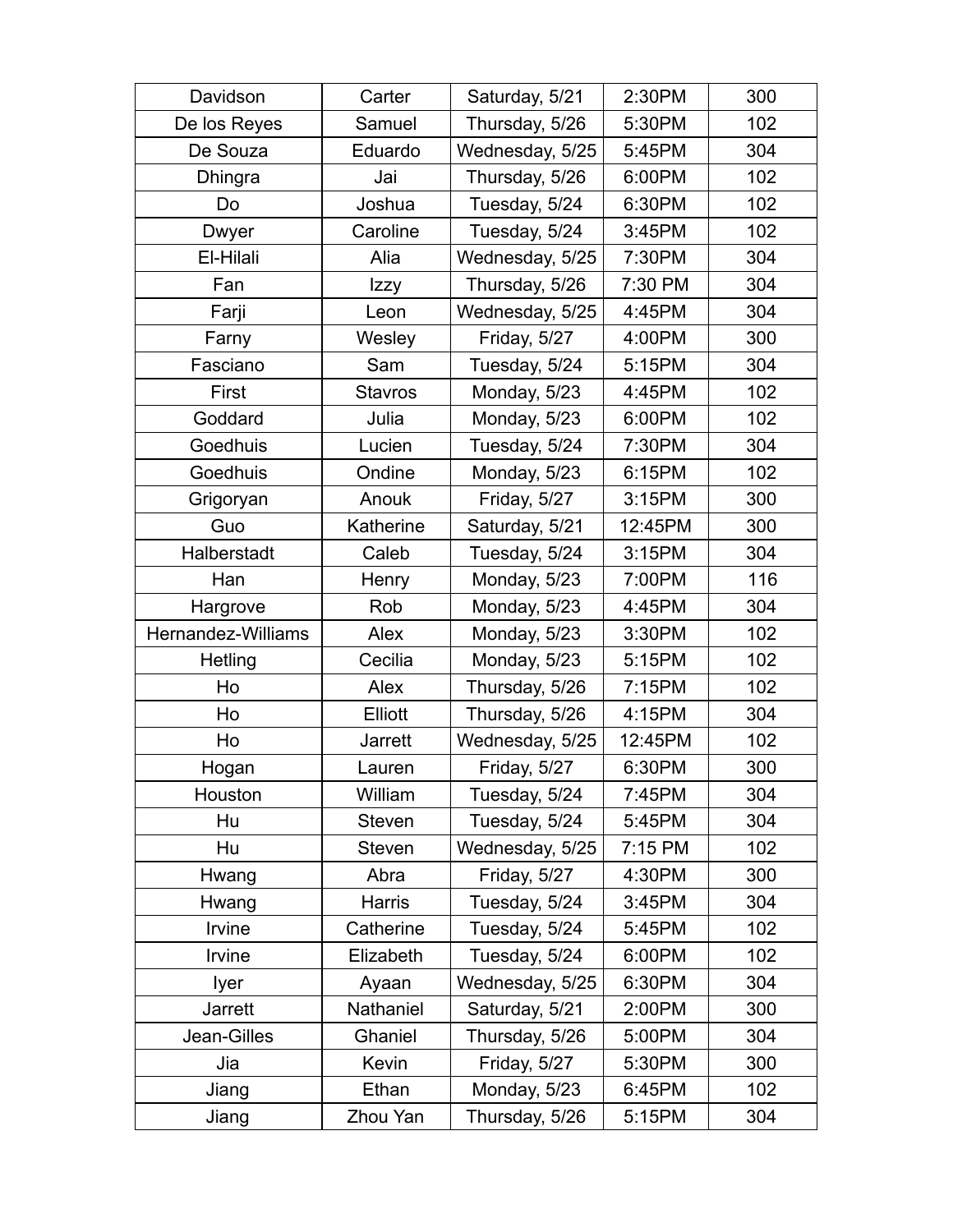| | | | | |
|---|---|---|---|---|
| Davidson | Carter | Saturday, 5/21 | 2:30PM | 300 |
| De los Reyes | Samuel | Thursday, 5/26 | 5:30PM | 102 |
| De Souza | Eduardo | Wednesday, 5/25 | 5:45PM | 304 |
| Dhingra | Jai | Thursday, 5/26 | 6:00PM | 102 |
| Do | Joshua | Tuesday, 5/24 | 6:30PM | 102 |
| Dwyer | Caroline | Tuesday, 5/24 | 3:45PM | 102 |
| El-Hilali | Alia | Wednesday, 5/25 | 7:30PM | 304 |
| Fan | Izzy | Thursday, 5/26 | 7:30 PM | 304 |
| Farji | Leon | Wednesday, 5/25 | 4:45PM | 304 |
| Farny | Wesley | Friday, 5/27 | 4:00PM | 300 |
| Fasciano | Sam | Tuesday, 5/24 | 5:15PM | 304 |
| First | Stavros | Monday, 5/23 | 4:45PM | 102 |
| Goddard | Julia | Monday, 5/23 | 6:00PM | 102 |
| Goedhuis | Lucien | Tuesday, 5/24 | 7:30PM | 304 |
| Goedhuis | Ondine | Monday, 5/23 | 6:15PM | 102 |
| Grigoryan | Anouk | Friday, 5/27 | 3:15PM | 300 |
| Guo | Katherine | Saturday, 5/21 | 12:45PM | 300 |
| Halberstadt | Caleb | Tuesday, 5/24 | 3:15PM | 304 |
| Han | Henry | Monday, 5/23 | 7:00PM | 116 |
| Hargrove | Rob | Monday, 5/23 | 4:45PM | 304 |
| Hernandez-Williams | Alex | Monday, 5/23 | 3:30PM | 102 |
| Hetling | Cecilia | Monday, 5/23 | 5:15PM | 102 |
| Ho | Alex | Thursday, 5/26 | 7:15PM | 102 |
| Ho | Elliott | Thursday, 5/26 | 4:15PM | 304 |
| Ho | Jarrett | Wednesday, 5/25 | 12:45PM | 102 |
| Hogan | Lauren | Friday, 5/27 | 6:30PM | 300 |
| Houston | William | Tuesday, 5/24 | 7:45PM | 304 |
| Hu | Steven | Tuesday, 5/24 | 5:45PM | 304 |
| Hu | Steven | Wednesday, 5/25 | 7:15 PM | 102 |
| Hwang | Abra | Friday, 5/27 | 4:30PM | 300 |
| Hwang | Harris | Tuesday, 5/24 | 3:45PM | 304 |
| Irvine | Catherine | Tuesday, 5/24 | 5:45PM | 102 |
| Irvine | Elizabeth | Tuesday, 5/24 | 6:00PM | 102 |
| Iyer | Ayaan | Wednesday, 5/25 | 6:30PM | 304 |
| Jarrett | Nathaniel | Saturday, 5/21 | 2:00PM | 300 |
| Jean-Gilles | Ghaniel | Thursday, 5/26 | 5:00PM | 304 |
| Jia | Kevin | Friday, 5/27 | 5:30PM | 300 |
| Jiang | Ethan | Monday, 5/23 | 6:45PM | 102 |
| Jiang | Zhou Yan | Thursday, 5/26 | 5:15PM | 304 |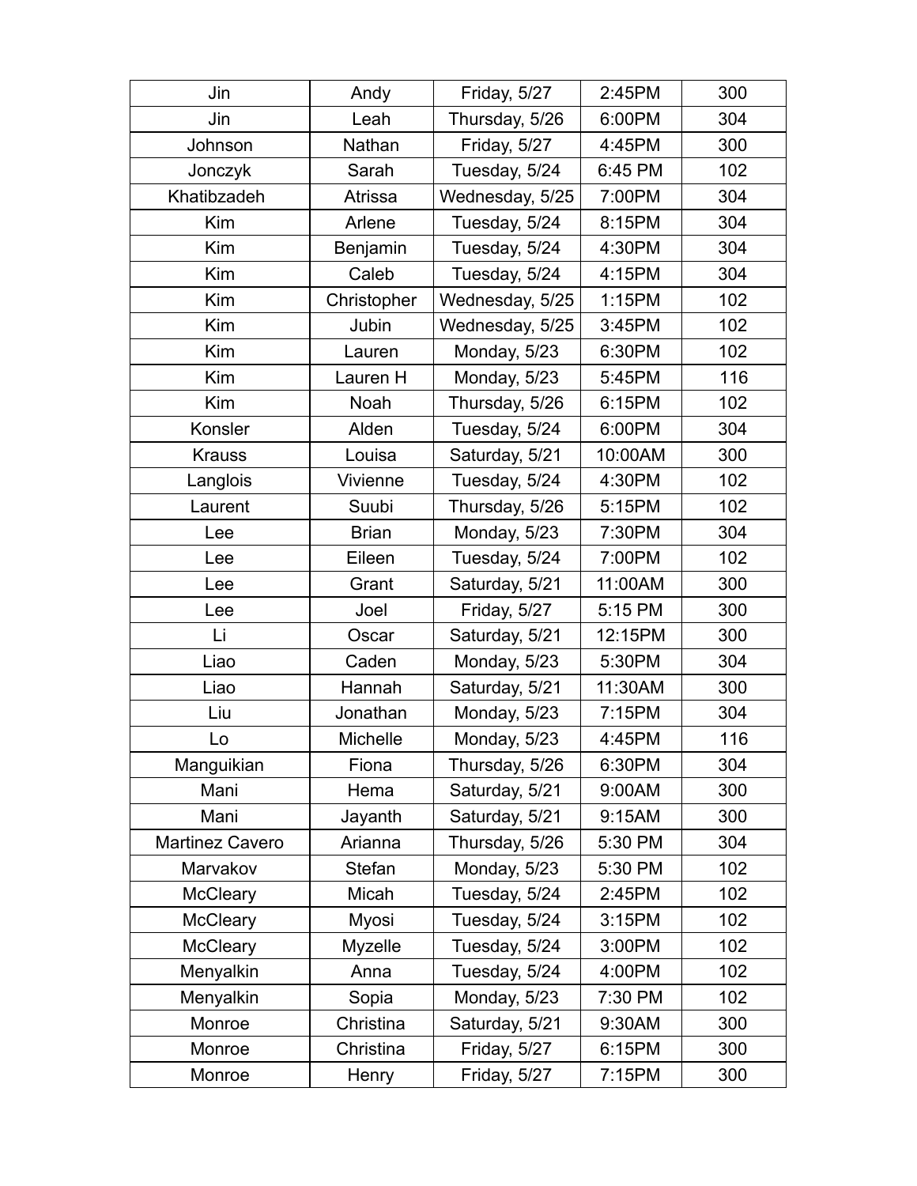| Jin | Andy | Friday, 5/27 | 2:45PM | 300 |
|---|---|---|---|---|
| Jin | Leah | Thursday, 5/26 | 6:00PM | 304 |
| Johnson | Nathan | Friday, 5/27 | 4:45PM | 300 |
| Jonczyk | Sarah | Tuesday, 5/24 | 6:45 PM | 102 |
| Khatibzadeh | Atrissa | Wednesday, 5/25 | 7:00PM | 304 |
| Kim | Arlene | Tuesday, 5/24 | 8:15PM | 304 |
| Kim | Benjamin | Tuesday, 5/24 | 4:30PM | 304 |
| Kim | Caleb | Tuesday, 5/24 | 4:15PM | 304 |
| Kim | Christopher | Wednesday, 5/25 | 1:15PM | 102 |
| Kim | Jubin | Wednesday, 5/25 | 3:45PM | 102 |
| Kim | Lauren | Monday, 5/23 | 6:30PM | 102 |
| Kim | Lauren H | Monday, 5/23 | 5:45PM | 116 |
| Kim | Noah | Thursday, 5/26 | 6:15PM | 102 |
| Konsler | Alden | Tuesday, 5/24 | 6:00PM | 304 |
| Krauss | Louisa | Saturday, 5/21 | 10:00AM | 300 |
| Langlois | Vivienne | Tuesday, 5/24 | 4:30PM | 102 |
| Laurent | Suubi | Thursday, 5/26 | 5:15PM | 102 |
| Lee | Brian | Monday, 5/23 | 7:30PM | 304 |
| Lee | Eileen | Tuesday, 5/24 | 7:00PM | 102 |
| Lee | Grant | Saturday, 5/21 | 11:00AM | 300 |
| Lee | Joel | Friday, 5/27 | 5:15 PM | 300 |
| Li | Oscar | Saturday, 5/21 | 12:15PM | 300 |
| Liao | Caden | Monday, 5/23 | 5:30PM | 304 |
| Liao | Hannah | Saturday, 5/21 | 11:30AM | 300 |
| Liu | Jonathan | Monday, 5/23 | 7:15PM | 304 |
| Lo | Michelle | Monday, 5/23 | 4:45PM | 116 |
| Manguikian | Fiona | Thursday, 5/26 | 6:30PM | 304 |
| Mani | Hema | Saturday, 5/21 | 9:00AM | 300 |
| Mani | Jayanth | Saturday, 5/21 | 9:15AM | 300 |
| Martinez Cavero | Arianna | Thursday, 5/26 | 5:30 PM | 304 |
| Marvakov | Stefan | Monday, 5/23 | 5:30 PM | 102 |
| McCleary | Micah | Tuesday, 5/24 | 2:45PM | 102 |
| McCleary | Myosi | Tuesday, 5/24 | 3:15PM | 102 |
| McCleary | Myzelle | Tuesday, 5/24 | 3:00PM | 102 |
| Menyalkin | Anna | Tuesday, 5/24 | 4:00PM | 102 |
| Menyalkin | Sopia | Monday, 5/23 | 7:30 PM | 102 |
| Monroe | Christina | Saturday, 5/21 | 9:30AM | 300 |
| Monroe | Christina | Friday, 5/27 | 6:15PM | 300 |
| Monroe | Henry | Friday, 5/27 | 7:15PM | 300 |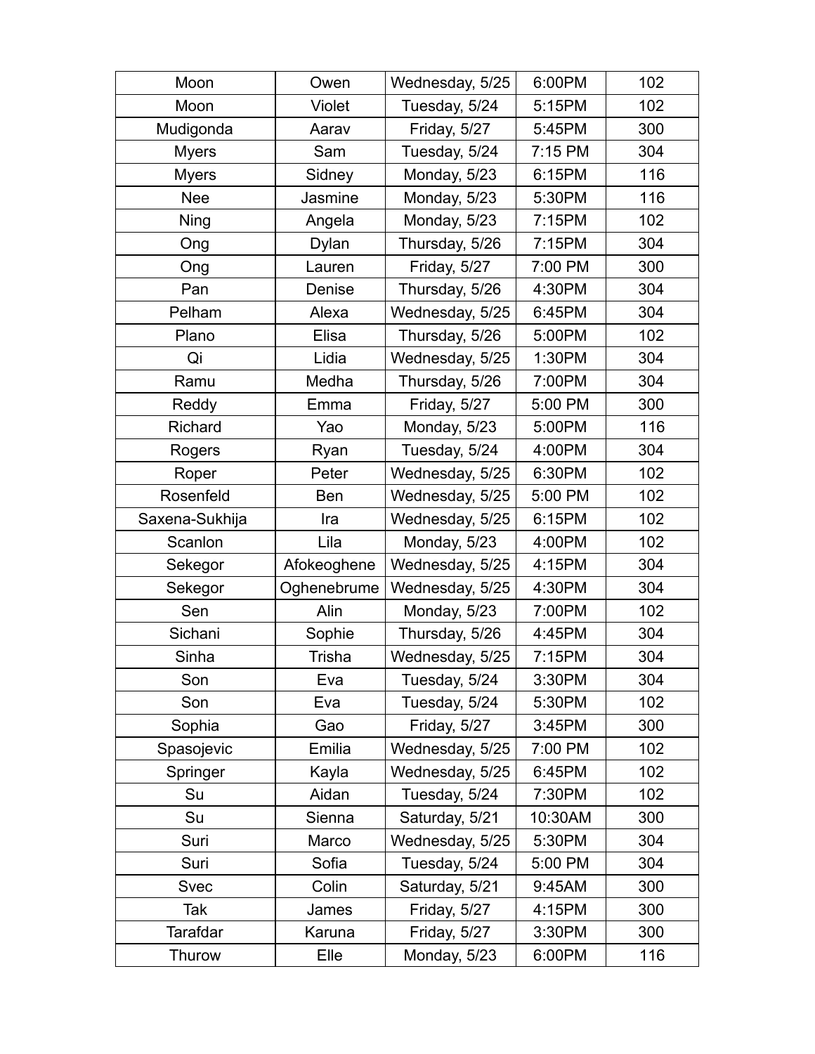| | | | | |
|---|---|---|---|---|
| Moon | Owen | Wednesday, 5/25 | 6:00PM | 102 |
| Moon | Violet | Tuesday, 5/24 | 5:15PM | 102 |
| Mudigonda | Aarav | Friday, 5/27 | 5:45PM | 300 |
| Myers | Sam | Tuesday, 5/24 | 7:15 PM | 304 |
| Myers | Sidney | Monday, 5/23 | 6:15PM | 116 |
| Nee | Jasmine | Monday, 5/23 | 5:30PM | 116 |
| Ning | Angela | Monday, 5/23 | 7:15PM | 102 |
| Ong | Dylan | Thursday, 5/26 | 7:15PM | 304 |
| Ong | Lauren | Friday, 5/27 | 7:00 PM | 300 |
| Pan | Denise | Thursday, 5/26 | 4:30PM | 304 |
| Pelham | Alexa | Wednesday, 5/25 | 6:45PM | 304 |
| Plano | Elisa | Thursday, 5/26 | 5:00PM | 102 |
| Qi | Lidia | Wednesday, 5/25 | 1:30PM | 304 |
| Ramu | Medha | Thursday, 5/26 | 7:00PM | 304 |
| Reddy | Emma | Friday, 5/27 | 5:00 PM | 300 |
| Richard | Yao | Monday, 5/23 | 5:00PM | 116 |
| Rogers | Ryan | Tuesday, 5/24 | 4:00PM | 304 |
| Roper | Peter | Wednesday, 5/25 | 6:30PM | 102 |
| Rosenfeld | Ben | Wednesday, 5/25 | 5:00 PM | 102 |
| Saxena-Sukhija | Ira | Wednesday, 5/25 | 6:15PM | 102 |
| Scanlon | Lila | Monday, 5/23 | 4:00PM | 102 |
| Sekegor | Afokeoghene | Wednesday, 5/25 | 4:15PM | 304 |
| Sekegor | Oghenebrume | Wednesday, 5/25 | 4:30PM | 304 |
| Sen | Alin | Monday, 5/23 | 7:00PM | 102 |
| Sichani | Sophie | Thursday, 5/26 | 4:45PM | 304 |
| Sinha | Trisha | Wednesday, 5/25 | 7:15PM | 304 |
| Son | Eva | Tuesday, 5/24 | 3:30PM | 304 |
| Son | Eva | Tuesday, 5/24 | 5:30PM | 102 |
| Sophia | Gao | Friday, 5/27 | 3:45PM | 300 |
| Spasojevic | Emilia | Wednesday, 5/25 | 7:00 PM | 102 |
| Springer | Kayla | Wednesday, 5/25 | 6:45PM | 102 |
| Su | Aidan | Tuesday, 5/24 | 7:30PM | 102 |
| Su | Sienna | Saturday, 5/21 | 10:30AM | 300 |
| Suri | Marco | Wednesday, 5/25 | 5:30PM | 304 |
| Suri | Sofia | Tuesday, 5/24 | 5:00 PM | 304 |
| Svec | Colin | Saturday, 5/21 | 9:45AM | 300 |
| Tak | James | Friday, 5/27 | 4:15PM | 300 |
| Tarafdar | Karuna | Friday, 5/27 | 3:30PM | 300 |
| Thurow | Elle | Monday, 5/23 | 6:00PM | 116 |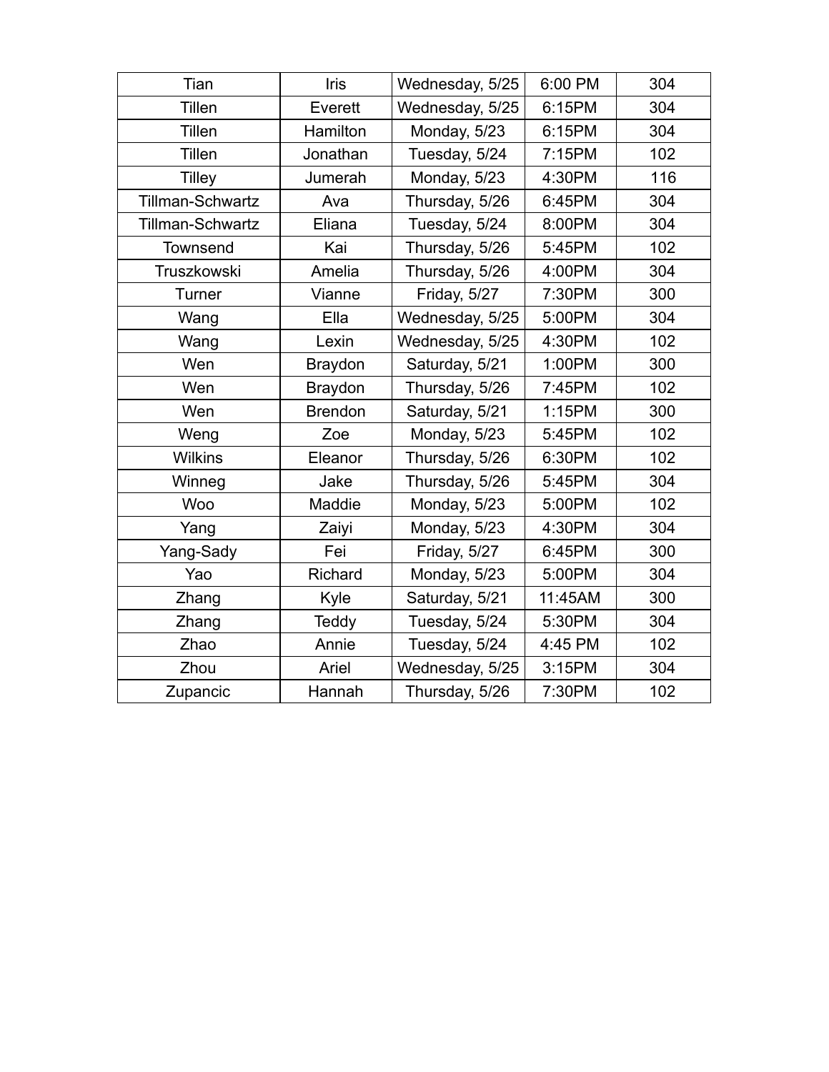| | | | | |
|---|---|---|---|---|
| Tian | Iris | Wednesday, 5/25 | 6:00 PM | 304 |
| Tillen | Everett | Wednesday, 5/25 | 6:15PM | 304 |
| Tillen | Hamilton | Monday, 5/23 | 6:15PM | 304 |
| Tillen | Jonathan | Tuesday, 5/24 | 7:15PM | 102 |
| Tilley | Jumerah | Monday, 5/23 | 4:30PM | 116 |
| Tillman-Schwartz | Ava | Thursday, 5/26 | 6:45PM | 304 |
| Tillman-Schwartz | Eliana | Tuesday, 5/24 | 8:00PM | 304 |
| Townsend | Kai | Thursday, 5/26 | 5:45PM | 102 |
| Truszkowski | Amelia | Thursday, 5/26 | 4:00PM | 304 |
| Turner | Vianne | Friday, 5/27 | 7:30PM | 300 |
| Wang | Ella | Wednesday, 5/25 | 5:00PM | 304 |
| Wang | Lexin | Wednesday, 5/25 | 4:30PM | 102 |
| Wen | Braydon | Saturday, 5/21 | 1:00PM | 300 |
| Wen | Braydon | Thursday, 5/26 | 7:45PM | 102 |
| Wen | Brendon | Saturday, 5/21 | 1:15PM | 300 |
| Weng | Zoe | Monday, 5/23 | 5:45PM | 102 |
| Wilkins | Eleanor | Thursday, 5/26 | 6:30PM | 102 |
| Winneg | Jake | Thursday, 5/26 | 5:45PM | 304 |
| Woo | Maddie | Monday, 5/23 | 5:00PM | 102 |
| Yang | Zaiyi | Monday, 5/23 | 4:30PM | 304 |
| Yang-Sady | Fei | Friday, 5/27 | 6:45PM | 300 |
| Yao | Richard | Monday, 5/23 | 5:00PM | 304 |
| Zhang | Kyle | Saturday, 5/21 | 11:45AM | 300 |
| Zhang | Teddy | Tuesday, 5/24 | 5:30PM | 304 |
| Zhao | Annie | Tuesday, 5/24 | 4:45 PM | 102 |
| Zhou | Ariel | Wednesday, 5/25 | 3:15PM | 304 |
| Zupancic | Hannah | Thursday, 5/26 | 7:30PM | 102 |